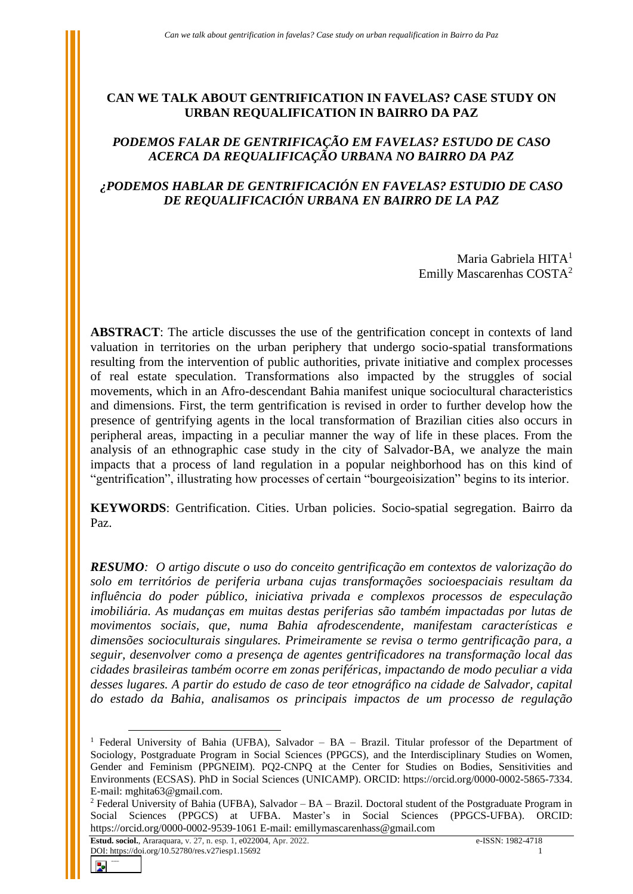# CAN WE TALK ABOUT GENTRIFICATION IN FAVELAS? CASE STUDY ON URBAN REQUALIFICATION IN BAIRRO DA PAZ

## *PODEMOS FALAR DE GENTRIFICAÇÃO EM FAVELAS? ESTUDO DE CASO ACERCA DA REQUALIFICAÇÃO URBANA NO BAIRRO DA PAZ*

## *¿PODEMOS HABLAR DE GENTRIFICACIÓN EN FAVELAS? ESTUDIO DE CASO DE REQUALIFICACIÓN URBANA EN BAIRRO DE LA PAZ*

Maria Gabriela HITA[1]
Emilly Mascarenhas COSTA[2]

**ABSTRACT**: The article discusses the use of the gentrification concept in contexts of land valuation in territories on the urban periphery that undergo socio-spatial transformations resulting from the intervention of public authorities, private initiative and complex processes of real estate speculation. Transformations also impacted by the struggles of social movements, which in an Afro-descendant Bahia manifest unique sociocultural characteristics and dimensions. First, the term gentrification is revised in order to further develop how the presence of gentrifying agents in the local transformation of Brazilian cities also occurs in peripheral areas, impacting in a peculiar manner the way of life in these places. From the analysis of an ethnographic case study in the city of Salvador-BA, we analyze the main impacts that a process of land regulation in a popular neighborhood has on this kind of "gentrification", illustrating how processes of certain "bourgeoisization" begins to its interior.

**KEYWORDS**: Gentrification. Cities. Urban policies. Socio-spatial segregation. Bairro da Paz.

***RESUMO**: O artigo discute o uso do conceito gentrificação em contextos de valorização do solo em territórios de periferia urbana cujas transformações socioespaciais resultam da influência do poder público, iniciativa privada e complexos processos de especulação imobiliária. As mudanças em muitas destas periferias são também impactadas por lutas de movimentos sociais, que, numa Bahia afrodescendente, manifestam características e dimensões socioculturais singulares. Primeiramente se revisa o termo gentrificação para, a seguir, desenvolver como a presença de agentes gentrificadores na transformação local das cidades brasileiras também ocorre em zonas periféricas, impactando de modo peculiar a vida desses lugares. A partir do estudo de caso de teor etnográfico na cidade de Salvador, capital do estado da Bahia, analisamos os principais impactos de um processo de regulação*

---

[1] Federal University of Bahia (UFBA), Salvador – BA – Brazil. Titular professor of the Department of Sociology, Postgraduate Program in Social Sciences (PPGCS), and the Interdisciplinary Studies on Women, Gender and Feminism (PPGNEIM). PQ2-CNPQ at the Center for Studies on Bodies, Sensitivities and Environments (ECSAS). PhD in Social Sciences (UNICAMP). ORCID: https://orcid.org/0000-0002-5865-7334. E-mail: mghita63@gmail.com.

[2] Federal University of Bahia (UFBA), Salvador – BA – Brazil. Doctoral student of the Postgraduate Program in Social Sciences (PPGCS) at UFBA. Master's in Social Sciences (PPGCS-UFBA). ORCID: https://orcid.org/0000-0002-9539-1061 E-mail: emillymascarenhass@gmail.com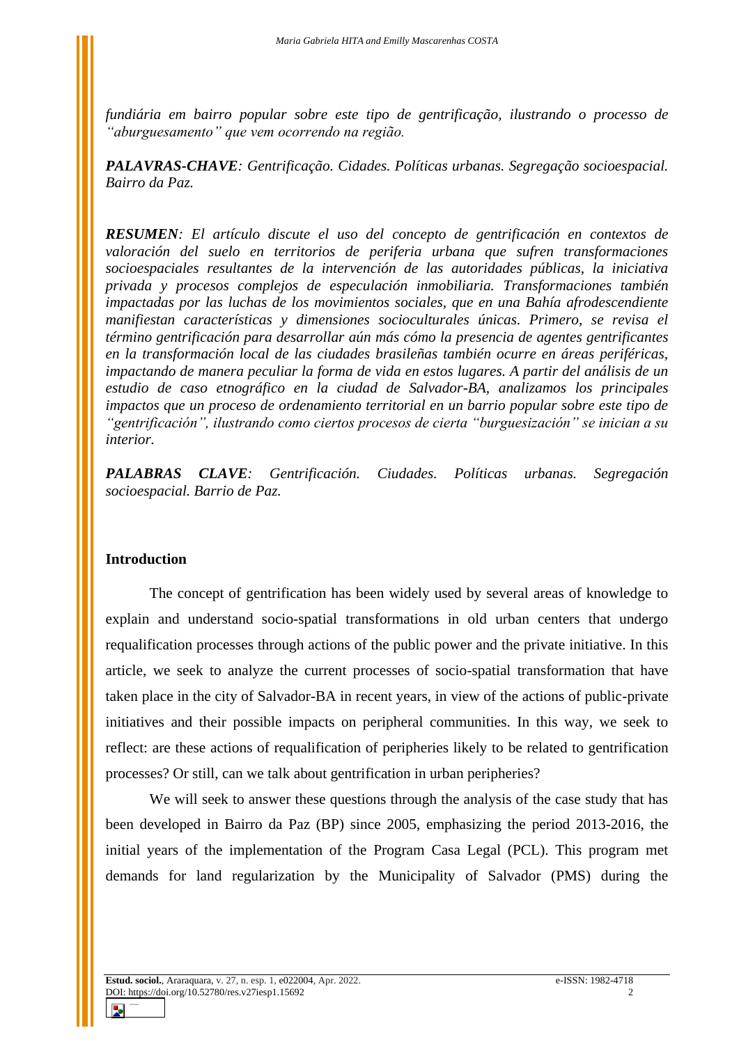*fundiária em bairro popular sobre este tipo de gentrificação, ilustrando o processo de "aburguesamento" que vem ocorrendo na região.*

***PALAVRAS-CHAVE**: Gentrificação. Cidades. Políticas urbanas. Segregação socioespacial. Bairro da Paz.*

***RESUMEN**: El artículo discute el uso del concepto de gentrificación en contextos de valoración del suelo en territorios de periferia urbana que sufren transformaciones socioespaciales resultantes de la intervención de las autoridades públicas, la iniciativa privada y procesos complejos de especulación inmobiliaria. Transformaciones también impactadas por las luchas de los movimientos sociales, que en una Bahía afrodescendiente manifiestan características y dimensiones socioculturales únicas. Primero, se revisa el término gentrificación para desarrollar aún más cómo la presencia de agentes gentrificantes en la transformación local de las ciudades brasileñas también ocurre en áreas periféricas, impactando de manera peculiar la forma de vida en estos lugares. A partir del análisis de un estudio de caso etnográfico en la ciudad de Salvador-BA, analizamos los principales impactos que un proceso de ordenamiento territorial en un barrio popular sobre este tipo de "gentrificación", ilustrando como ciertos procesos de cierta "burguesización" se inician a su interior.*

***PALABRAS CLAVE**: Gentrificación. Ciudades. Políticas urbanas. Segregación socioespacial. Barrio de Paz.*

## Introduction

The concept of gentrification has been widely used by several areas of knowledge to explain and understand socio-spatial transformations in old urban centers that undergo requalification processes through actions of the public power and the private initiative. In this article, we seek to analyze the current processes of socio-spatial transformation that have taken place in the city of Salvador-BA in recent years, in view of the actions of public-private initiatives and their possible impacts on peripheral communities. In this way, we seek to reflect: are these actions of requalification of peripheries likely to be related to gentrification processes? Or still, can we talk about gentrification in urban peripheries?

We will seek to answer these questions through the analysis of the case study that has been developed in Bairro da Paz (BP) since 2005, emphasizing the period 2013-2016, the initial years of the implementation of the Program Casa Legal (PCL). This program met demands for land regularization by the Municipality of Salvador (PMS) during the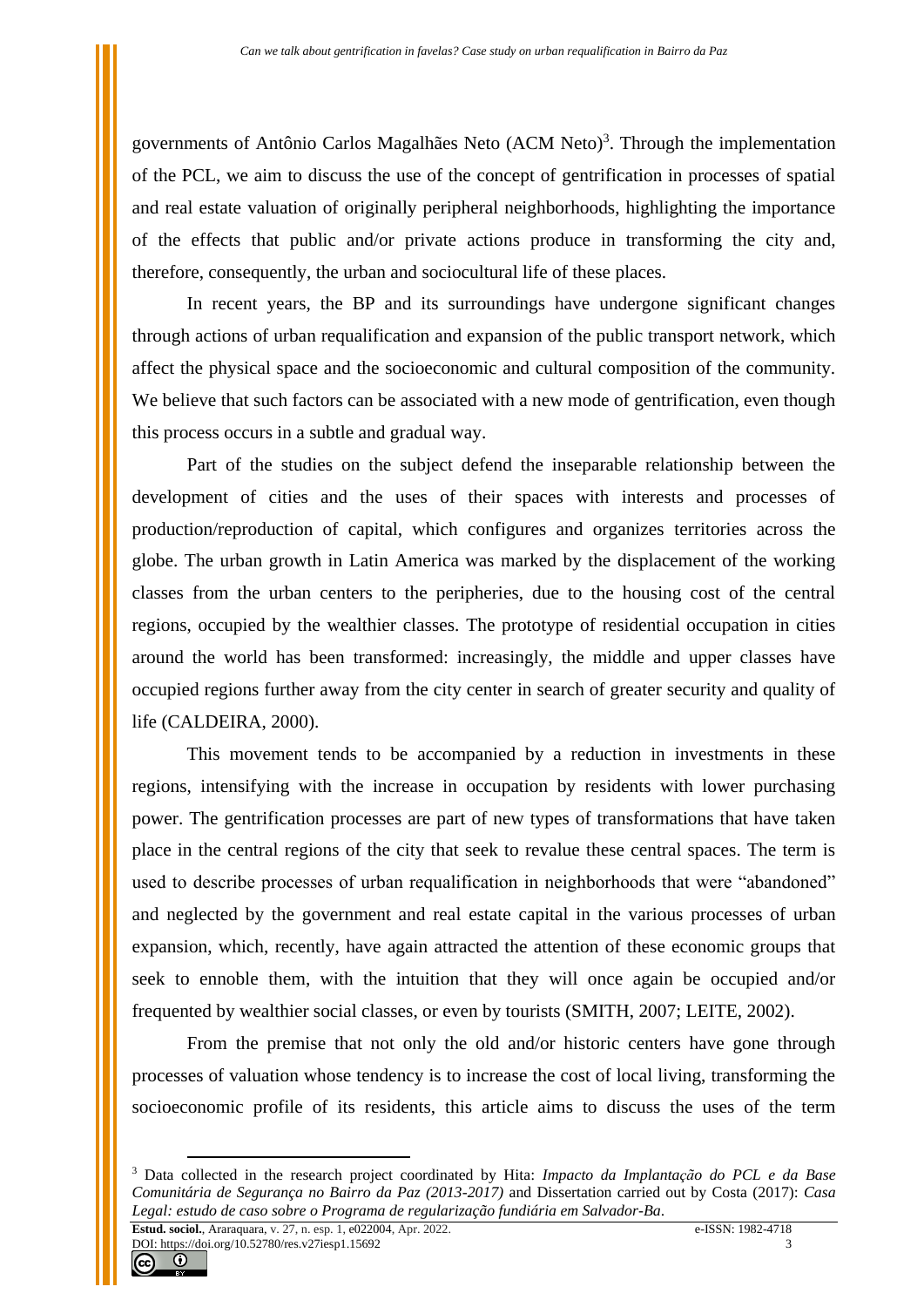governments of Antônio Carlos Magalhães Neto (ACM Neto)[3]. Through the implementation of the PCL, we aim to discuss the use of the concept of gentrification in processes of spatial and real estate valuation of originally peripheral neighborhoods, highlighting the importance of the effects that public and/or private actions produce in transforming the city and, therefore, consequently, the urban and sociocultural life of these places.

In recent years, the BP and its surroundings have undergone significant changes through actions of urban requalification and expansion of the public transport network, which affect the physical space and the socioeconomic and cultural composition of the community. We believe that such factors can be associated with a new mode of gentrification, even though this process occurs in a subtle and gradual way.

Part of the studies on the subject defend the inseparable relationship between the development of cities and the uses of their spaces with interests and processes of production/reproduction of capital, which configures and organizes territories across the globe. The urban growth in Latin America was marked by the displacement of the working classes from the urban centers to the peripheries, due to the housing cost of the central regions, occupied by the wealthier classes. The prototype of residential occupation in cities around the world has been transformed: increasingly, the middle and upper classes have occupied regions further away from the city center in search of greater security and quality of life (CALDEIRA, 2000).

This movement tends to be accompanied by a reduction in investments in these regions, intensifying with the increase in occupation by residents with lower purchasing power. The gentrification processes are part of new types of transformations that have taken place in the central regions of the city that seek to revalue these central spaces. The term is used to describe processes of urban requalification in neighborhoods that were "abandoned" and neglected by the government and real estate capital in the various processes of urban expansion, which, recently, have again attracted the attention of these economic groups that seek to ennoble them, with the intuition that they will once again be occupied and/or frequented by wealthier social classes, or even by tourists (SMITH, 2007; LEITE, 2002).

From the premise that not only the old and/or historic centers have gone through processes of valuation whose tendency is to increase the cost of local living, transforming the socioeconomic profile of its residents, this article aims to discuss the uses of the term

---

[3] Data collected in the research project coordinated by Hita: *Impacto da Implantação do PCL e da Base Comunitária de Segurança no Bairro da Paz (2013-2017)* and Dissertation carried out by Costa (2017): *Casa Legal: estudo de caso sobre o Programa de regularização fundiária em Salvador-Ba*.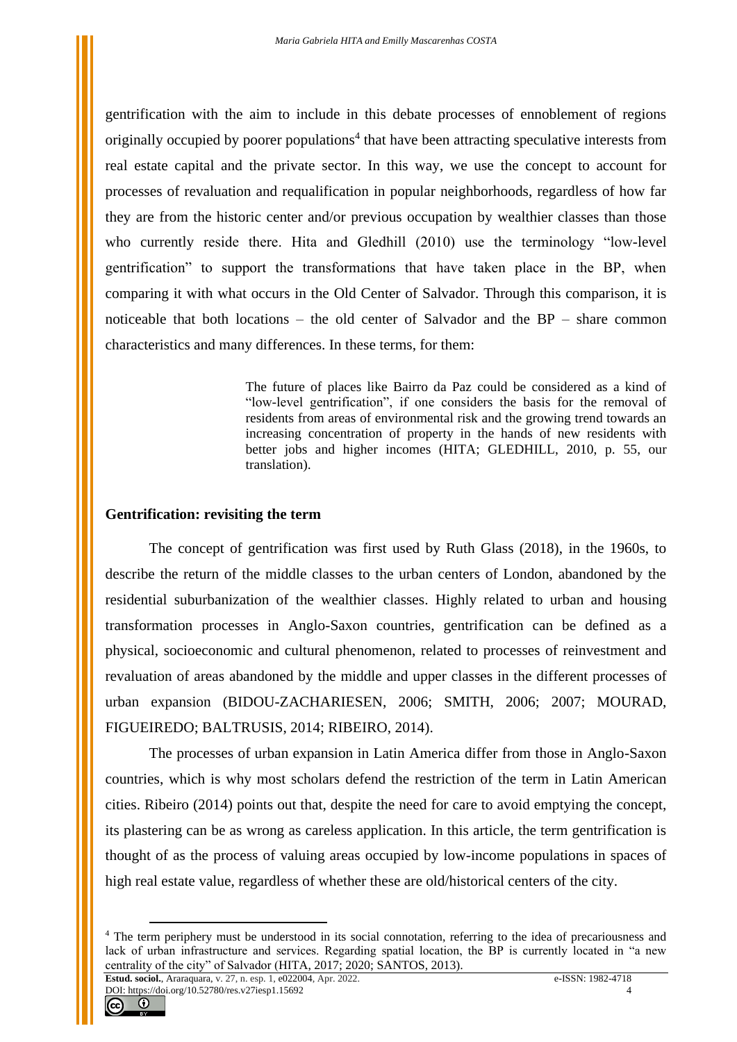gentrification with the aim to include in this debate processes of ennoblement of regions originally occupied by poorer populations[4] that have been attracting speculative interests from real estate capital and the private sector. In this way, we use the concept to account for processes of revaluation and requalification in popular neighborhoods, regardless of how far they are from the historic center and/or previous occupation by wealthier classes than those who currently reside there. Hita and Gledhill (2010) use the terminology "low-level gentrification" to support the transformations that have taken place in the BP, when comparing it with what occurs in the Old Center of Salvador. Through this comparison, it is noticeable that both locations – the old center of Salvador and the BP – share common characteristics and many differences. In these terms, for them:

> The future of places like Bairro da Paz could be considered as a kind of "low-level gentrification", if one considers the basis for the removal of residents from areas of environmental risk and the growing trend towards an increasing concentration of property in the hands of new residents with better jobs and higher incomes (HITA; GLEDHILL, 2010, p. 55, our translation).

## Gentrification: revisiting the term

The concept of gentrification was first used by Ruth Glass (2018), in the 1960s, to describe the return of the middle classes to the urban centers of London, abandoned by the residential suburbanization of the wealthier classes. Highly related to urban and housing transformation processes in Anglo-Saxon countries, gentrification can be defined as a physical, socioeconomic and cultural phenomenon, related to processes of reinvestment and revaluation of areas abandoned by the middle and upper classes in the different processes of urban expansion (BIDOU-ZACHARIESEN, 2006; SMITH, 2006; 2007; MOURAD, FIGUEIREDO; BALTRUSIS, 2014; RIBEIRO, 2014).

The processes of urban expansion in Latin America differ from those in Anglo-Saxon countries, which is why most scholars defend the restriction of the term in Latin American cities. Ribeiro (2014) points out that, despite the need for care to avoid emptying the concept, its plastering can be as wrong as careless application. In this article, the term gentrification is thought of as the process of valuing areas occupied by low-income populations in spaces of high real estate value, regardless of whether these are old/historical centers of the city.

[4] The term periphery must be understood in its social connotation, referring to the idea of precariousness and lack of urban infrastructure and services. Regarding spatial location, the BP is currently located in "a new centrality of the city" of Salvador (HITA, 2017; 2020; SANTOS, 2013).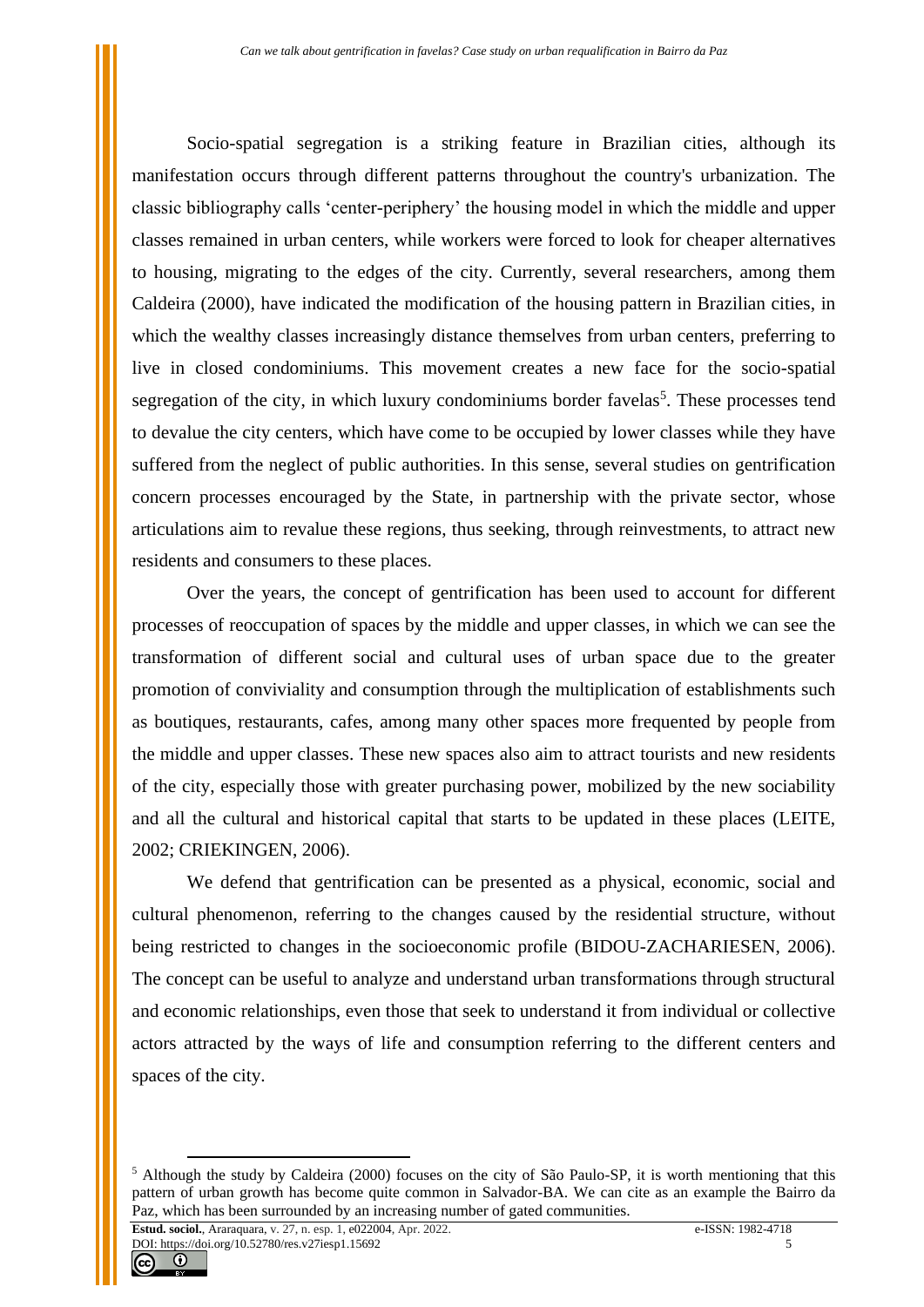Socio-spatial segregation is a striking feature in Brazilian cities, although its manifestation occurs through different patterns throughout the country's urbanization. The classic bibliography calls 'center-periphery' the housing model in which the middle and upper classes remained in urban centers, while workers were forced to look for cheaper alternatives to housing, migrating to the edges of the city. Currently, several researchers, among them Caldeira (2000), have indicated the modification of the housing pattern in Brazilian cities, in which the wealthy classes increasingly distance themselves from urban centers, preferring to live in closed condominiums. This movement creates a new face for the socio-spatial segregation of the city, in which luxury condominiums border favelas[5]. These processes tend to devalue the city centers, which have come to be occupied by lower classes while they have suffered from the neglect of public authorities. In this sense, several studies on gentrification concern processes encouraged by the State, in partnership with the private sector, whose articulations aim to revalue these regions, thus seeking, through reinvestments, to attract new residents and consumers to these places.

Over the years, the concept of gentrification has been used to account for different processes of reoccupation of spaces by the middle and upper classes, in which we can see the transformation of different social and cultural uses of urban space due to the greater promotion of conviviality and consumption through the multiplication of establishments such as boutiques, restaurants, cafes, among many other spaces more frequented by people from the middle and upper classes. These new spaces also aim to attract tourists and new residents of the city, especially those with greater purchasing power, mobilized by the new sociability and all the cultural and historical capital that starts to be updated in these places (LEITE, 2002; CRIEKINGEN, 2006).

We defend that gentrification can be presented as a physical, economic, social and cultural phenomenon, referring to the changes caused by the residential structure, without being restricted to changes in the socioeconomic profile (BIDOU-ZACHARIESEN, 2006). The concept can be useful to analyze and understand urban transformations through structural and economic relationships, even those that seek to understand it from individual or collective actors attracted by the ways of life and consumption referring to the different centers and spaces of the city.

---

[5] Although the study by Caldeira (2000) focuses on the city of São Paulo-SP, it is worth mentioning that this pattern of urban growth has become quite common in Salvador-BA. We can cite as an example the Bairro da Paz, which has been surrounded by an increasing number of gated communities.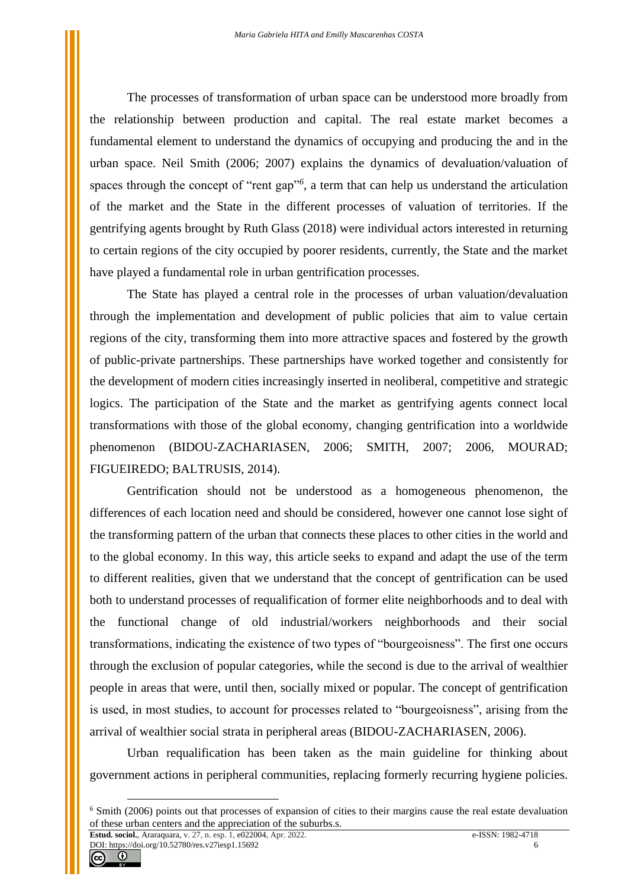The processes of transformation of urban space can be understood more broadly from the relationship between production and capital. The real estate market becomes a fundamental element to understand the dynamics of occupying and producing the and in the urban space. Neil Smith (2006; 2007) explains the dynamics of devaluation/valuation of spaces through the concept of "rent gap"[6], a term that can help us understand the articulation of the market and the State in the different processes of valuation of territories. If the gentrifying agents brought by Ruth Glass (2018) were individual actors interested in returning to certain regions of the city occupied by poorer residents, currently, the State and the market have played a fundamental role in urban gentrification processes.

The State has played a central role in the processes of urban valuation/devaluation through the implementation and development of public policies that aim to value certain regions of the city, transforming them into more attractive spaces and fostered by the growth of public-private partnerships. These partnerships have worked together and consistently for the development of modern cities increasingly inserted in neoliberal, competitive and strategic logics. The participation of the State and the market as gentrifying agents connect local transformations with those of the global economy, changing gentrification into a worldwide phenomenon (BIDOU-ZACHARIASEN, 2006; SMITH, 2007; 2006, MOURAD; FIGUEIREDO; BALTRUSIS, 2014).

Gentrification should not be understood as a homogeneous phenomenon, the differences of each location need and should be considered, however one cannot lose sight of the transforming pattern of the urban that connects these places to other cities in the world and to the global economy. In this way, this article seeks to expand and adapt the use of the term to different realities, given that we understand that the concept of gentrification can be used both to understand processes of requalification of former elite neighborhoods and to deal with the functional change of old industrial/workers neighborhoods and their social transformations, indicating the existence of two types of "bourgeoisness". The first one occurs through the exclusion of popular categories, while the second is due to the arrival of wealthier people in areas that were, until then, socially mixed or popular. The concept of gentrification is used, in most studies, to account for processes related to "bourgeoisness", arising from the arrival of wealthier social strata in peripheral areas (BIDOU-ZACHARIASEN, 2006).

Urban requalification has been taken as the main guideline for thinking about government actions in peripheral communities, replacing formerly recurring hygiene policies.

---

[6] Smith (2006) points out that processes of expansion of cities to their margins cause the real estate devaluation of these urban centers and the appreciation of the suburbs.s.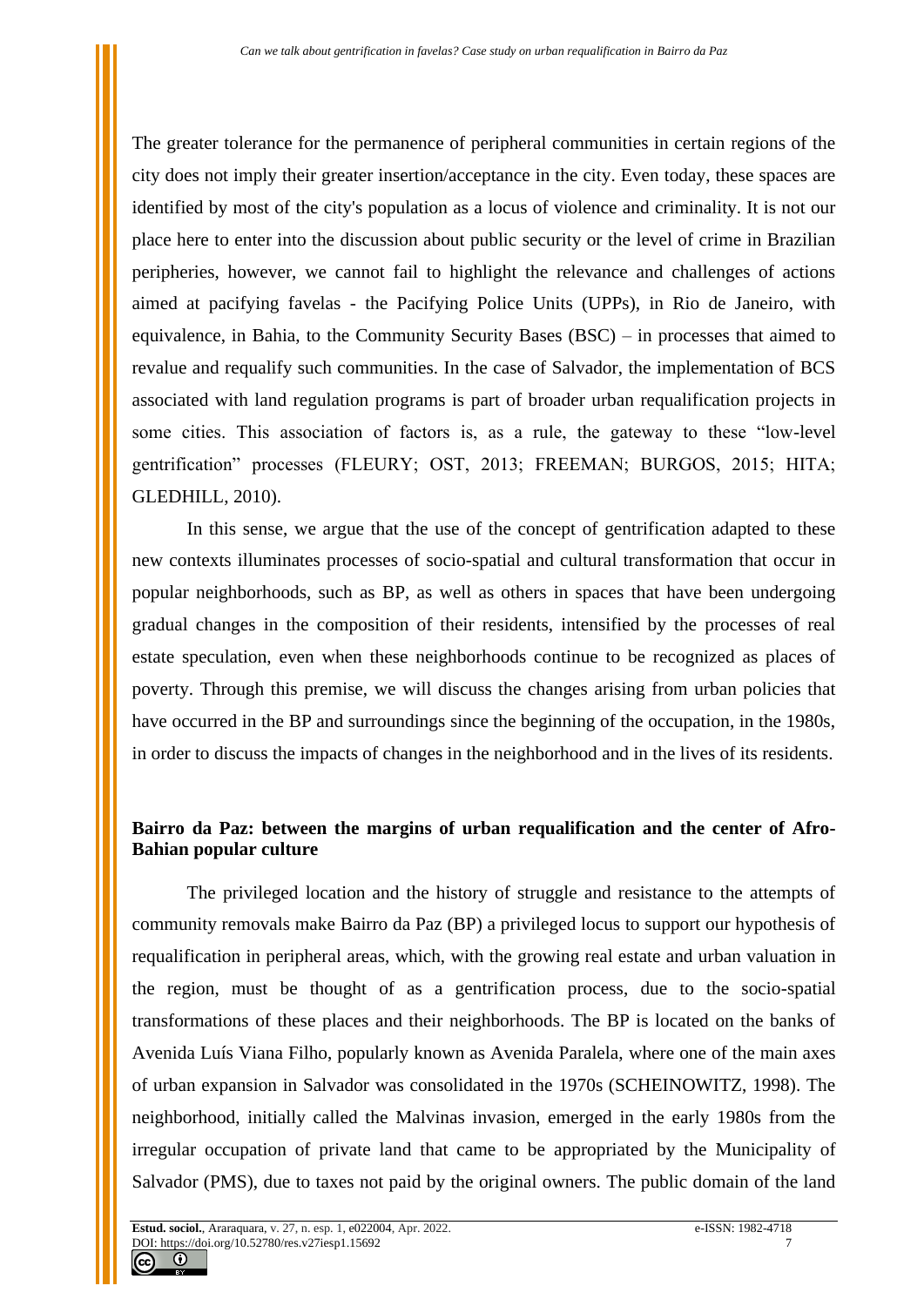The greater tolerance for the permanence of peripheral communities in certain regions of the city does not imply their greater insertion/acceptance in the city. Even today, these spaces are identified by most of the city's population as a locus of violence and criminality. It is not our place here to enter into the discussion about public security or the level of crime in Brazilian peripheries, however, we cannot fail to highlight the relevance and challenges of actions aimed at pacifying favelas - the Pacifying Police Units (UPPs), in Rio de Janeiro, with equivalence, in Bahia, to the Community Security Bases (BSC) – in processes that aimed to revalue and requalify such communities. In the case of Salvador, the implementation of BCS associated with land regulation programs is part of broader urban requalification projects in some cities. This association of factors is, as a rule, the gateway to these "low-level gentrification" processes (FLEURY; OST, 2013; FREEMAN; BURGOS, 2015; HITA; GLEDHILL, 2010).

In this sense, we argue that the use of the concept of gentrification adapted to these new contexts illuminates processes of socio-spatial and cultural transformation that occur in popular neighborhoods, such as BP, as well as others in spaces that have been undergoing gradual changes in the composition of their residents, intensified by the processes of real estate speculation, even when these neighborhoods continue to be recognized as places of poverty. Through this premise, we will discuss the changes arising from urban policies that have occurred in the BP and surroundings since the beginning of the occupation, in the 1980s, in order to discuss the impacts of changes in the neighborhood and in the lives of its residents.

## Bairro da Paz: between the margins of urban requalification and the center of Afro-Bahian popular culture

The privileged location and the history of struggle and resistance to the attempts of community removals make Bairro da Paz (BP) a privileged locus to support our hypothesis of requalification in peripheral areas, which, with the growing real estate and urban valuation in the region, must be thought of as a gentrification process, due to the socio-spatial transformations of these places and their neighborhoods. The BP is located on the banks of Avenida Luís Viana Filho, popularly known as Avenida Paralela, where one of the main axes of urban expansion in Salvador was consolidated in the 1970s (SCHEINOWITZ, 1998). The neighborhood, initially called the Malvinas invasion, emerged in the early 1980s from the irregular occupation of private land that came to be appropriated by the Municipality of Salvador (PMS), due to taxes not paid by the original owners. The public domain of the land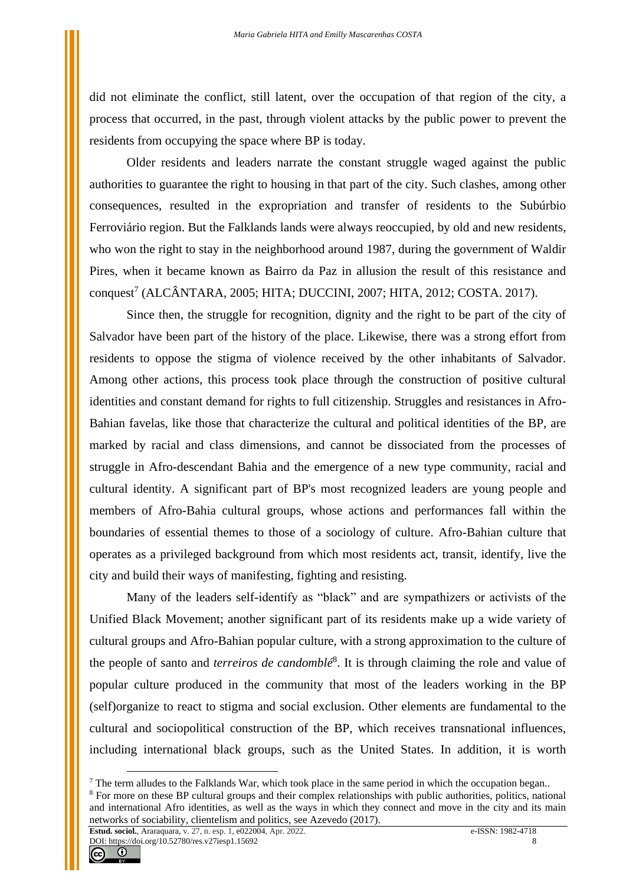did not eliminate the conflict, still latent, over the occupation of that region of the city, a process that occurred, in the past, through violent attacks by the public power to prevent the residents from occupying the space where BP is today.

Older residents and leaders narrate the constant struggle waged against the public authorities to guarantee the right to housing in that part of the city. Such clashes, among other consequences, resulted in the expropriation and transfer of residents to the Subúrbio Ferroviário region. But the Falklands lands were always reoccupied, by old and new residents, who won the right to stay in the neighborhood around 1987, during the government of Waldir Pires, when it became known as Bairro da Paz in allusion the result of this resistance and conquest[7] (ALCÂNTARA, 2005; HITA; DUCCINI, 2007; HITA, 2012; COSTA. 2017).

Since then, the struggle for recognition, dignity and the right to be part of the city of Salvador have been part of the history of the place. Likewise, there was a strong effort from residents to oppose the stigma of violence received by the other inhabitants of Salvador. Among other actions, this process took place through the construction of positive cultural identities and constant demand for rights to full citizenship. Struggles and resistances in Afro-Bahian favelas, like those that characterize the cultural and political identities of the BP, are marked by racial and class dimensions, and cannot be dissociated from the processes of struggle in Afro-descendant Bahia and the emergence of a new type community, racial and cultural identity. A significant part of BP's most recognized leaders are young people and members of Afro-Bahia cultural groups, whose actions and performances fall within the boundaries of essential themes to those of a sociology of culture. Afro-Bahian culture that operates as a privileged background from which most residents act, transit, identify, live the city and build their ways of manifesting, fighting and resisting.

Many of the leaders self-identify as "black" and are sympathizers or activists of the Unified Black Movement; another significant part of its residents make up a wide variety of cultural groups and Afro-Bahian popular culture, with a strong approximation to the culture of the people of santo and *terreiros de candomblé*[8]. It is through claiming the role and value of popular culture produced in the community that most of the leaders working in the BP (self)organize to react to stigma and social exclusion. Other elements are fundamental to the cultural and sociopolitical construction of the BP, which receives transnational influences, including international black groups, such as the United States. In addition, it is worth

---

[7] The term alludes to the Falklands War, which took place in the same period in which the occupation began..

[8] For more on these BP cultural groups and their complex relationships with public authorities, politics, national and international Afro identities, as well as the ways in which they connect and move in the city and its main networks of sociability, clientelism and politics, see Azevedo (2017).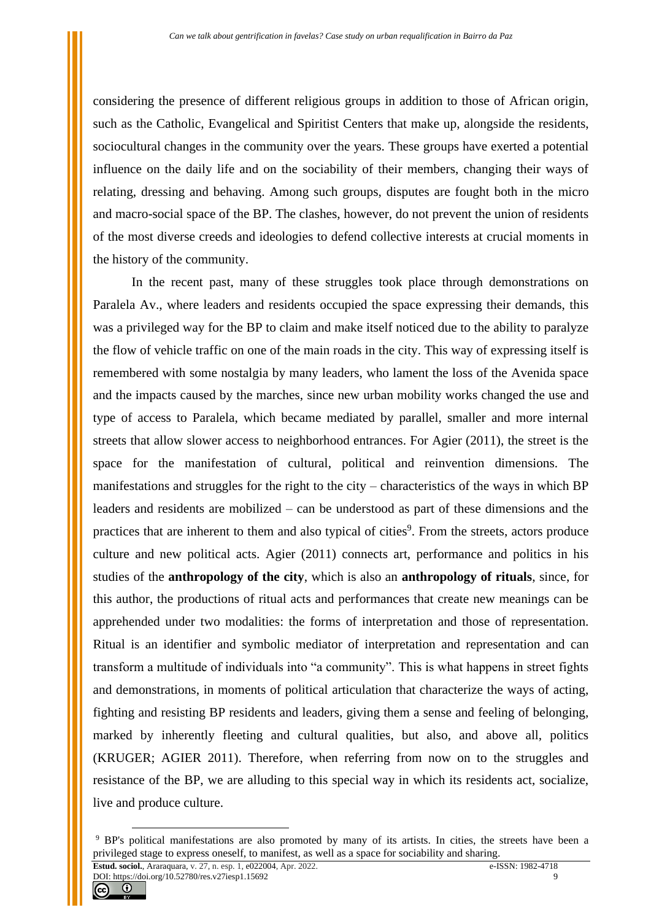considering the presence of different religious groups in addition to those of African origin, such as the Catholic, Evangelical and Spiritist Centers that make up, alongside the residents, sociocultural changes in the community over the years. These groups have exerted a potential influence on the daily life and on the sociability of their members, changing their ways of relating, dressing and behaving. Among such groups, disputes are fought both in the micro and macro-social space of the BP. The clashes, however, do not prevent the union of residents of the most diverse creeds and ideologies to defend collective interests at crucial moments in the history of the community.

In the recent past, many of these struggles took place through demonstrations on Paralela Av., where leaders and residents occupied the space expressing their demands, this was a privileged way for the BP to claim and make itself noticed due to the ability to paralyze the flow of vehicle traffic on one of the main roads in the city. This way of expressing itself is remembered with some nostalgia by many leaders, who lament the loss of the Avenida space and the impacts caused by the marches, since new urban mobility works changed the use and type of access to Paralela, which became mediated by parallel, smaller and more internal streets that allow slower access to neighborhood entrances. For Agier (2011), the street is the space for the manifestation of cultural, political and reinvention dimensions. The manifestations and struggles for the right to the city – characteristics of the ways in which BP leaders and residents are mobilized – can be understood as part of these dimensions and the practices that are inherent to them and also typical of cities[9]. From the streets, actors produce culture and new political acts. Agier (2011) connects art, performance and politics in his studies of the **anthropology of the city**, which is also an **anthropology of rituals**, since, for this author, the productions of ritual acts and performances that create new meanings can be apprehended under two modalities: the forms of interpretation and those of representation. Ritual is an identifier and symbolic mediator of interpretation and representation and can transform a multitude of individuals into "a community". This is what happens in street fights and demonstrations, in moments of political articulation that characterize the ways of acting, fighting and resisting BP residents and leaders, giving them a sense and feeling of belonging, marked by inherently fleeting and cultural qualities, but also, and above all, politics (KRUGER; AGIER 2011). Therefore, when referring from now on to the struggles and resistance of the BP, we are alluding to this special way in which its residents act, socialize, live and produce culture.

---

[9] BP's political manifestations are also promoted by many of its artists. In cities, the streets have been a privileged stage to express oneself, to manifest, as well as a space for sociability and sharing.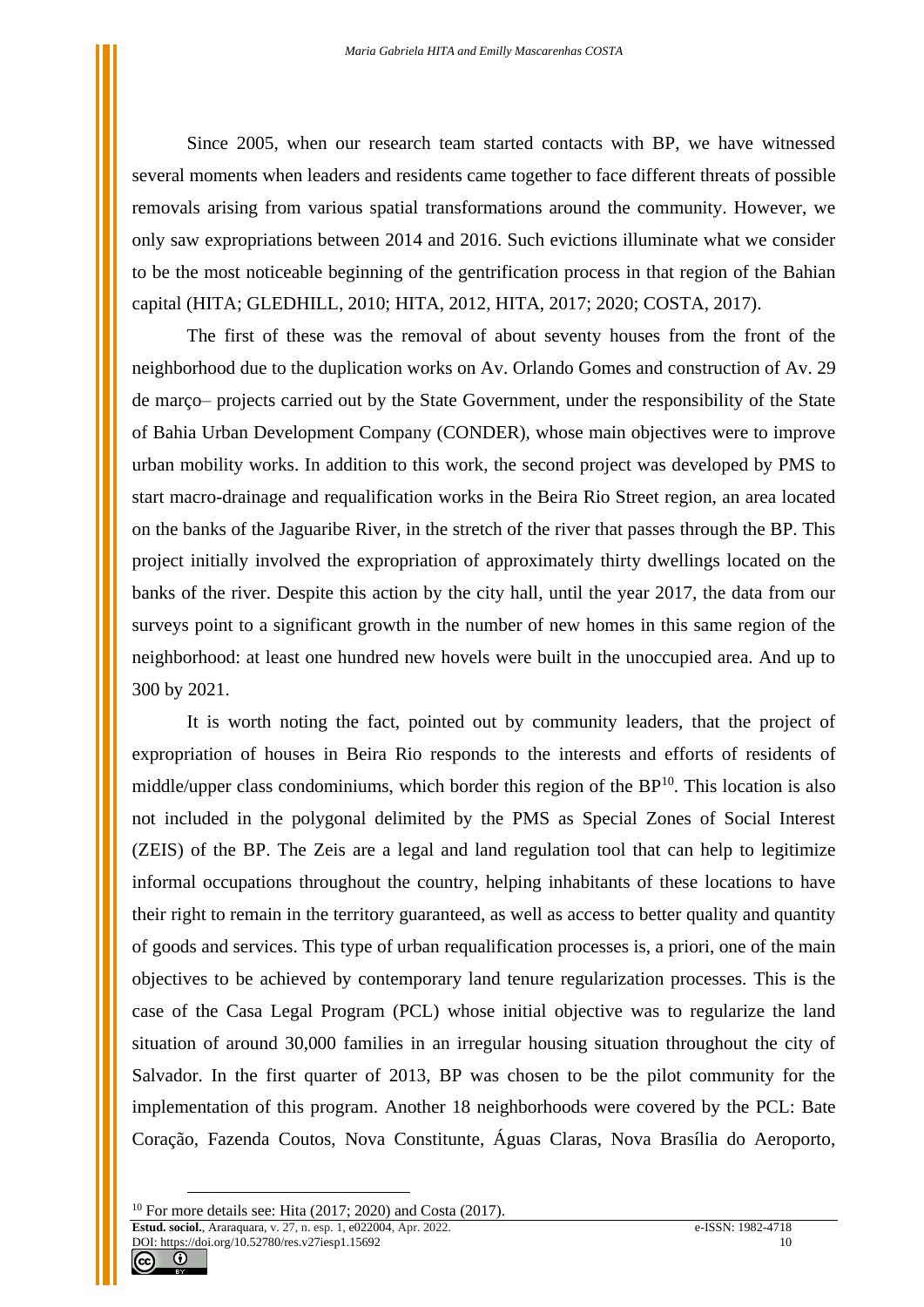Since 2005, when our research team started contacts with BP, we have witnessed several moments when leaders and residents came together to face different threats of possible removals arising from various spatial transformations around the community. However, we only saw expropriations between 2014 and 2016. Such evictions illuminate what we consider to be the most noticeable beginning of the gentrification process in that region of the Bahian capital (HITA; GLEDHILL, 2010; HITA, 2012, HITA, 2017; 2020; COSTA, 2017).

The first of these was the removal of about seventy houses from the front of the neighborhood due to the duplication works on Av. Orlando Gomes and construction of Av. 29 de março– projects carried out by the State Government, under the responsibility of the State of Bahia Urban Development Company (CONDER), whose main objectives were to improve urban mobility works. In addition to this work, the second project was developed by PMS to start macro-drainage and requalification works in the Beira Rio Street region, an area located on the banks of the Jaguaribe River, in the stretch of the river that passes through the BP. This project initially involved the expropriation of approximately thirty dwellings located on the banks of the river. Despite this action by the city hall, until the year 2017, the data from our surveys point to a significant growth in the number of new homes in this same region of the neighborhood: at least one hundred new hovels were built in the unoccupied area. And up to 300 by 2021.

It is worth noting the fact, pointed out by community leaders, that the project of expropriation of houses in Beira Rio responds to the interests and efforts of residents of middle/upper class condominiums, which border this region of the BP[10]. This location is also not included in the polygonal delimited by the PMS as Special Zones of Social Interest (ZEIS) of the BP. The Zeis are a legal and land regulation tool that can help to legitimize informal occupations throughout the country, helping inhabitants of these locations to have their right to remain in the territory guaranteed, as well as access to better quality and quantity of goods and services. This type of urban requalification processes is, a priori, one of the main objectives to be achieved by contemporary land tenure regularization processes. This is the case of the Casa Legal Program (PCL) whose initial objective was to regularize the land situation of around 30,000 families in an irregular housing situation throughout the city of Salvador. In the first quarter of 2013, BP was chosen to be the pilot community for the implementation of this program. Another 18 neighborhoods were covered by the PCL: Bate Coração, Fazenda Coutos, Nova Constitunte, Águas Claras, Nova Brasília do Aeroporto,

[10] For more details see: Hita (2017; 2020) and Costa (2017).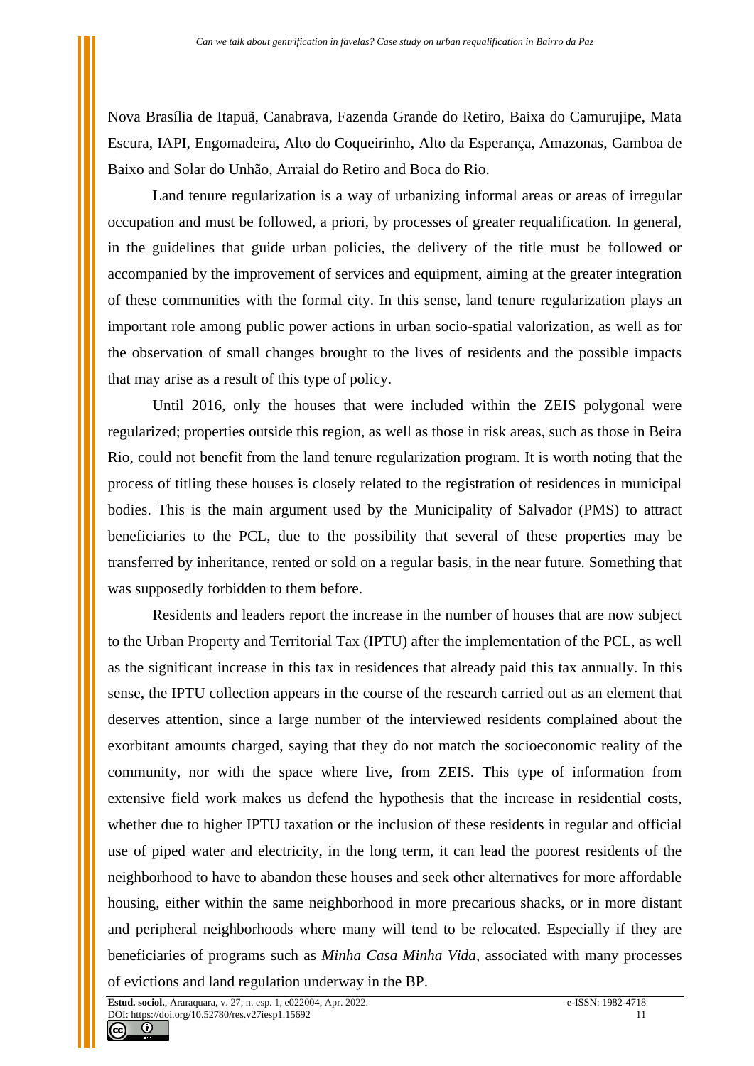Nova Brasília de Itapuã, Canabrava, Fazenda Grande do Retiro, Baixa do Camurujipe, Mata Escura, IAPI, Engomadeira, Alto do Coqueirinho, Alto da Esperança, Amazonas, Gamboa de Baixo and Solar do Unhão, Arraial do Retiro and Boca do Rio.

Land tenure regularization is a way of urbanizing informal areas or areas of irregular occupation and must be followed, a priori, by processes of greater requalification. In general, in the guidelines that guide urban policies, the delivery of the title must be followed or accompanied by the improvement of services and equipment, aiming at the greater integration of these communities with the formal city. In this sense, land tenure regularization plays an important role among public power actions in urban socio-spatial valorization, as well as for the observation of small changes brought to the lives of residents and the possible impacts that may arise as a result of this type of policy.

Until 2016, only the houses that were included within the ZEIS polygonal were regularized; properties outside this region, as well as those in risk areas, such as those in Beira Rio, could not benefit from the land tenure regularization program. It is worth noting that the process of titling these houses is closely related to the registration of residences in municipal bodies. This is the main argument used by the Municipality of Salvador (PMS) to attract beneficiaries to the PCL, due to the possibility that several of these properties may be transferred by inheritance, rented or sold on a regular basis, in the near future. Something that was supposedly forbidden to them before.

Residents and leaders report the increase in the number of houses that are now subject to the Urban Property and Territorial Tax (IPTU) after the implementation of the PCL, as well as the significant increase in this tax in residences that already paid this tax annually. In this sense, the IPTU collection appears in the course of the research carried out as an element that deserves attention, since a large number of the interviewed residents complained about the exorbitant amounts charged, saying that they do not match the socioeconomic reality of the community, nor with the space where live, from ZEIS. This type of information from extensive field work makes us defend the hypothesis that the increase in residential costs, whether due to higher IPTU taxation or the inclusion of these residents in regular and official use of piped water and electricity, in the long term, it can lead the poorest residents of the neighborhood to have to abandon these houses and seek other alternatives for more affordable housing, either within the same neighborhood in more precarious shacks, or in more distant and peripheral neighborhoods where many will tend to be relocated. Especially if they are beneficiaries of programs such as *Minha Casa Minha Vida*, associated with many processes of evictions and land regulation underway in the BP.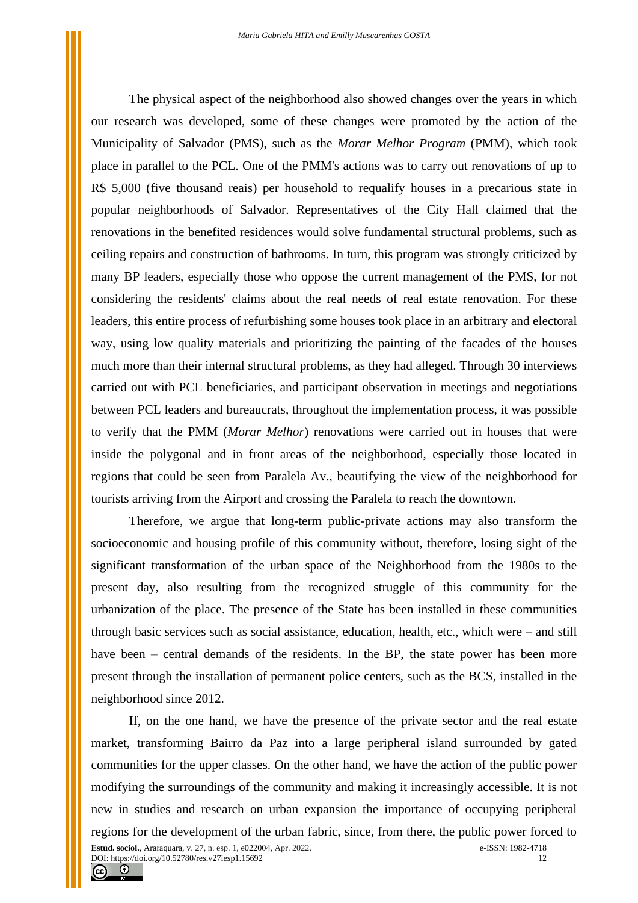The physical aspect of the neighborhood also showed changes over the years in which our research was developed, some of these changes were promoted by the action of the Municipality of Salvador (PMS), such as the *Morar Melhor Program* (PMM), which took place in parallel to the PCL. One of the PMM's actions was to carry out renovations of up to R$ 5,000 (five thousand reais) per household to requalify houses in a precarious state in popular neighborhoods of Salvador. Representatives of the City Hall claimed that the renovations in the benefited residences would solve fundamental structural problems, such as ceiling repairs and construction of bathrooms. In turn, this program was strongly criticized by many BP leaders, especially those who oppose the current management of the PMS, for not considering the residents' claims about the real needs of real estate renovation. For these leaders, this entire process of refurbishing some houses took place in an arbitrary and electoral way, using low quality materials and prioritizing the painting of the facades of the houses much more than their internal structural problems, as they had alleged. Through 30 interviews carried out with PCL beneficiaries, and participant observation in meetings and negotiations between PCL leaders and bureaucrats, throughout the implementation process, it was possible to verify that the PMM (*Morar Melhor*) renovations were carried out in houses that were inside the polygonal and in front areas of the neighborhood, especially those located in regions that could be seen from Paralela Av., beautifying the view of the neighborhood for tourists arriving from the Airport and crossing the Paralela to reach the downtown.

Therefore, we argue that long-term public-private actions may also transform the socioeconomic and housing profile of this community without, therefore, losing sight of the significant transformation of the urban space of the Neighborhood from the 1980s to the present day, also resulting from the recognized struggle of this community for the urbanization of the place. The presence of the State has been installed in these communities through basic services such as social assistance, education, health, etc., which were – and still have been – central demands of the residents. In the BP, the state power has been more present through the installation of permanent police centers, such as the BCS, installed in the neighborhood since 2012.

If, on the one hand, we have the presence of the private sector and the real estate market, transforming Bairro da Paz into a large peripheral island surrounded by gated communities for the upper classes. On the other hand, we have the action of the public power modifying the surroundings of the community and making it increasingly accessible. It is not new in studies and research on urban expansion the importance of occupying peripheral regions for the development of the urban fabric, since, from there, the public power forced to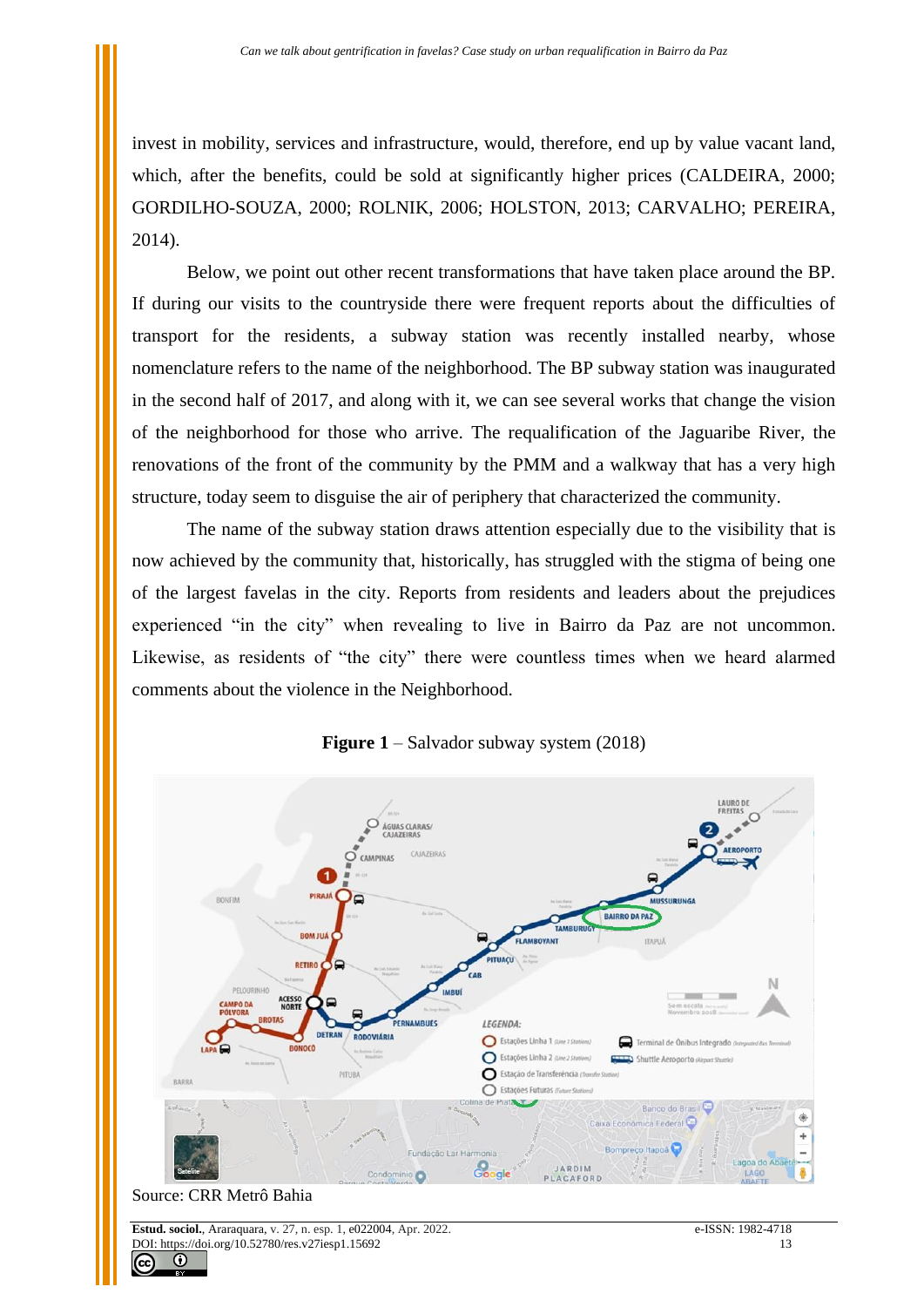invest in mobility, services and infrastructure, would, therefore, end up by value vacant land, which, after the benefits, could be sold at significantly higher prices (CALDEIRA, 2000; GORDILHO-SOUZA, 2000; ROLNIK, 2006; HOLSTON, 2013; CARVALHO; PEREIRA, 2014).

Below, we point out other recent transformations that have taken place around the BP. If during our visits to the countryside there were frequent reports about the difficulties of transport for the residents, a subway station was recently installed nearby, whose nomenclature refers to the name of the neighborhood. The BP subway station was inaugurated in the second half of 2017, and along with it, we can see several works that change the vision of the neighborhood for those who arrive. The requalification of the Jaguaribe River, the renovations of the front of the community by the PMM and a walkway that has a very high structure, today seem to disguise the air of periphery that characterized the community.

The name of the subway station draws attention especially due to the visibility that is now achieved by the community that, historically, has struggled with the stigma of being one of the largest favelas in the city. Reports from residents and leaders about the prejudices experienced "in the city" when revealing to live in Bairro da Paz are not uncommon. Likewise, as residents of "the city" there were countless times when we heard alarmed comments about the violence in the Neighborhood.

**Figure 1** – Salvador subway system (2018)

Source: CRR Metrô Bahia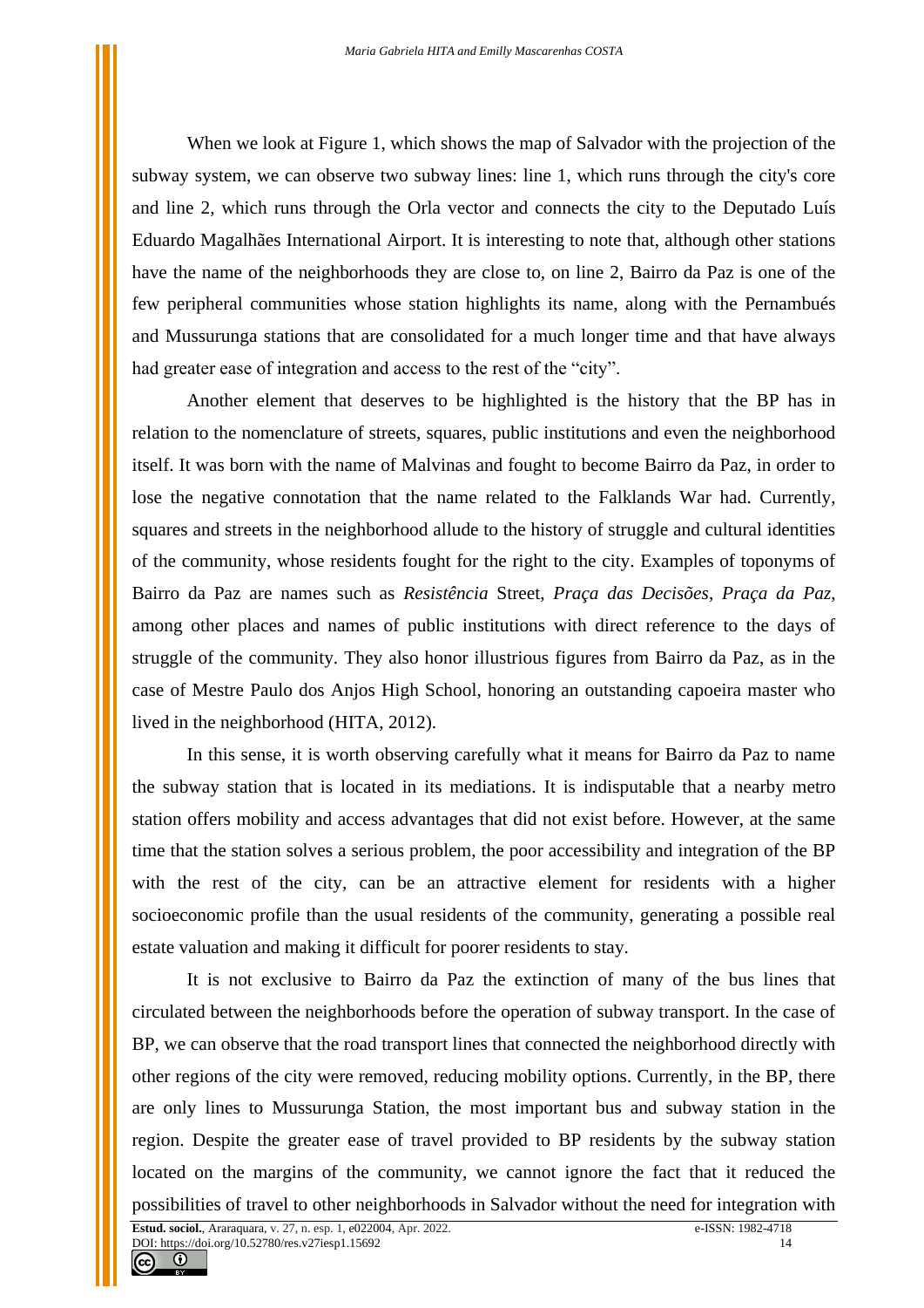When we look at Figure 1, which shows the map of Salvador with the projection of the subway system, we can observe two subway lines: line 1, which runs through the city's core and line 2, which runs through the Orla vector and connects the city to the Deputado Luís Eduardo Magalhães International Airport. It is interesting to note that, although other stations have the name of the neighborhoods they are close to, on line 2, Bairro da Paz is one of the few peripheral communities whose station highlights its name, along with the Pernambués and Mussurunga stations that are consolidated for a much longer time and that have always had greater ease of integration and access to the rest of the "city".

Another element that deserves to be highlighted is the history that the BP has in relation to the nomenclature of streets, squares, public institutions and even the neighborhood itself. It was born with the name of Malvinas and fought to become Bairro da Paz, in order to lose the negative connotation that the name related to the Falklands War had. Currently, squares and streets in the neighborhood allude to the history of struggle and cultural identities of the community, whose residents fought for the right to the city. Examples of toponyms of Bairro da Paz are names such as *Resistência* Street, *Praça das Decisões*, *Praça da Paz*, among other places and names of public institutions with direct reference to the days of struggle of the community. They also honor illustrious figures from Bairro da Paz, as in the case of Mestre Paulo dos Anjos High School, honoring an outstanding capoeira master who lived in the neighborhood (HITA, 2012).

In this sense, it is worth observing carefully what it means for Bairro da Paz to name the subway station that is located in its mediations. It is indisputable that a nearby metro station offers mobility and access advantages that did not exist before. However, at the same time that the station solves a serious problem, the poor accessibility and integration of the BP with the rest of the city, can be an attractive element for residents with a higher socioeconomic profile than the usual residents of the community, generating a possible real estate valuation and making it difficult for poorer residents to stay.

It is not exclusive to Bairro da Paz the extinction of many of the bus lines that circulated between the neighborhoods before the operation of subway transport. In the case of BP, we can observe that the road transport lines that connected the neighborhood directly with other regions of the city were removed, reducing mobility options. Currently, in the BP, there are only lines to Mussurunga Station, the most important bus and subway station in the region. Despite the greater ease of travel provided to BP residents by the subway station located on the margins of the community, we cannot ignore the fact that it reduced the possibilities of travel to other neighborhoods in Salvador without the need for integration with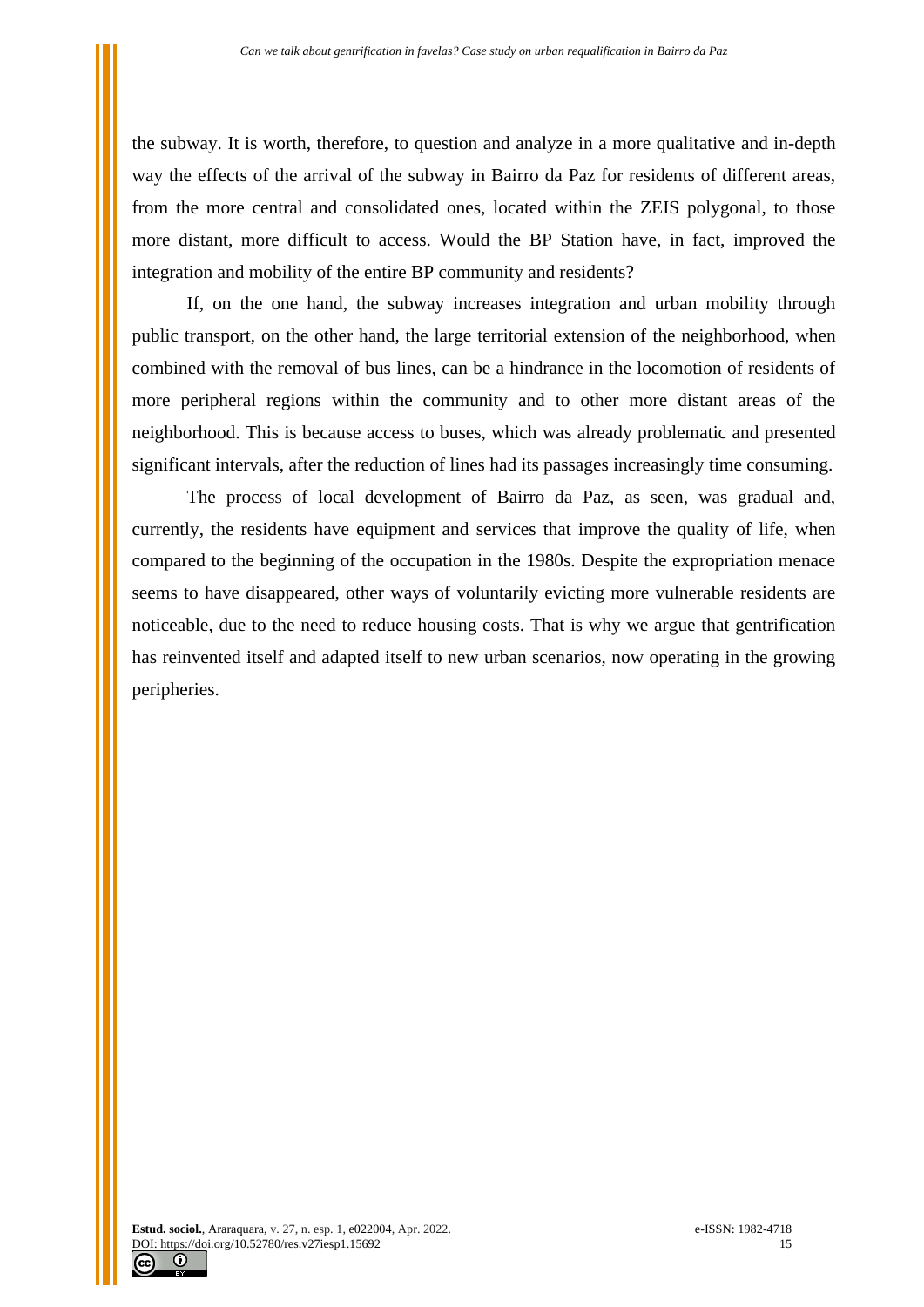the subway. It is worth, therefore, to question and analyze in a more qualitative and in-depth way the effects of the arrival of the subway in Bairro da Paz for residents of different areas, from the more central and consolidated ones, located within the ZEIS polygonal, to those more distant, more difficult to access. Would the BP Station have, in fact, improved the integration and mobility of the entire BP community and residents?

If, on the one hand, the subway increases integration and urban mobility through public transport, on the other hand, the large territorial extension of the neighborhood, when combined with the removal of bus lines, can be a hindrance in the locomotion of residents of more peripheral regions within the community and to other more distant areas of the neighborhood. This is because access to buses, which was already problematic and presented significant intervals, after the reduction of lines had its passages increasingly time consuming.

The process of local development of Bairro da Paz, as seen, was gradual and, currently, the residents have equipment and services that improve the quality of life, when compared to the beginning of the occupation in the 1980s. Despite the expropriation menace seems to have disappeared, other ways of voluntarily evicting more vulnerable residents are noticeable, due to the need to reduce housing costs. That is why we argue that gentrification has reinvented itself and adapted itself to new urban scenarios, now operating in the growing peripheries.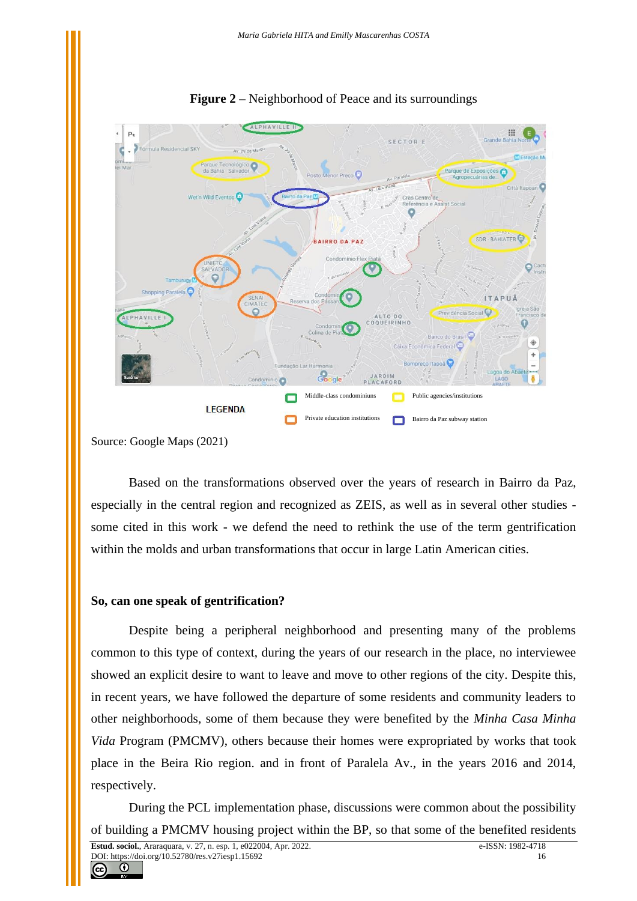**Figure 2** – Neighborhood of Peace and its surroundings

Source: Google Maps (2021)

Based on the transformations observed over the years of research in Bairro da Paz, especially in the central region and recognized as ZEIS, as well as in several other studies - some cited in this work - we defend the need to rethink the use of the term gentrification within the molds and urban transformations that occur in large Latin American cities.

## So, can one speak of gentrification?

Despite being a peripheral neighborhood and presenting many of the problems common to this type of context, during the years of our research in the place, no interviewee showed an explicit desire to want to leave and move to other regions of the city. Despite this, in recent years, we have followed the departure of some residents and community leaders to other neighborhoods, some of them because they were benefited by the *Minha Casa Minha Vida* Program (PMCMV), others because their homes were expropriated by works that took place in the Beira Rio region. and in front of Paralela Av., in the years 2016 and 2014, respectively.

During the PCL implementation phase, discussions were common about the possibility of building a PMCMV housing project within the BP, so that some of the benefited residents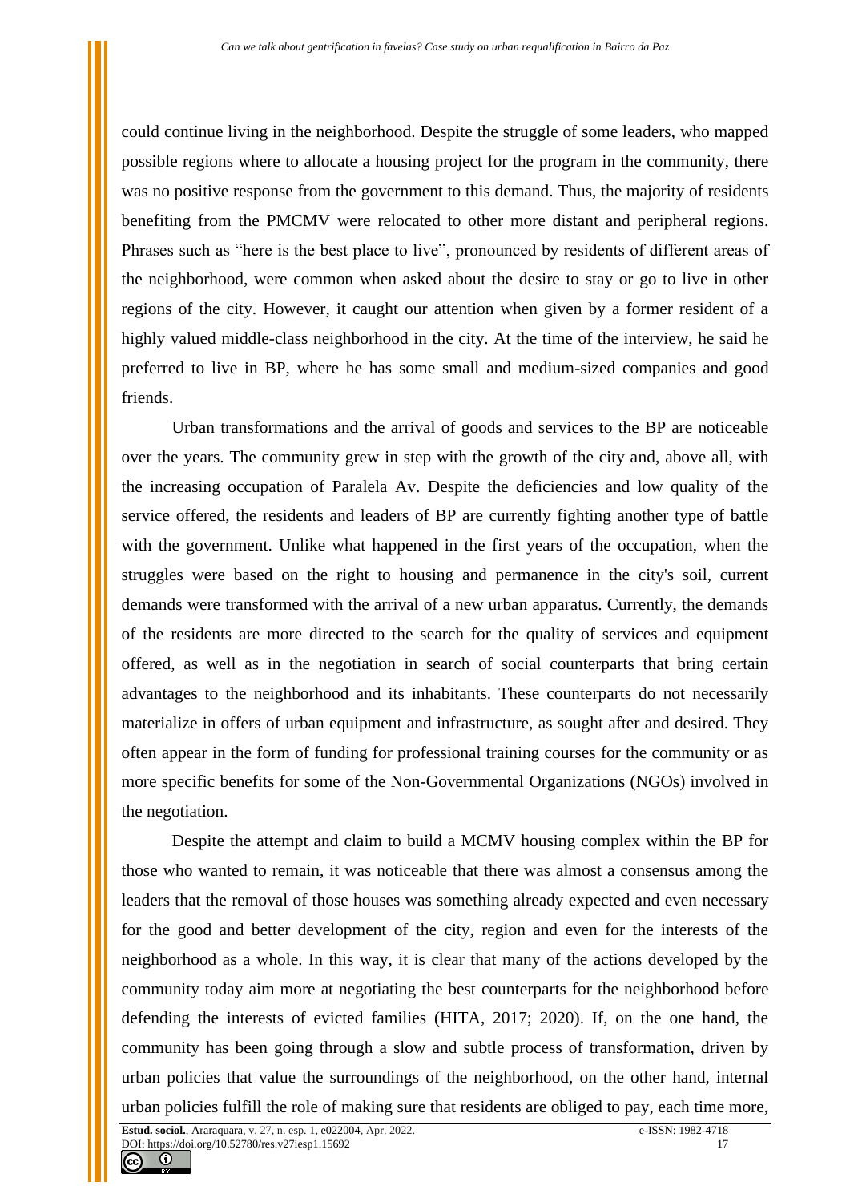could continue living in the neighborhood. Despite the struggle of some leaders, who mapped possible regions where to allocate a housing project for the program in the community, there was no positive response from the government to this demand. Thus, the majority of residents benefiting from the PMCMV were relocated to other more distant and peripheral regions. Phrases such as "here is the best place to live", pronounced by residents of different areas of the neighborhood, were common when asked about the desire to stay or go to live in other regions of the city. However, it caught our attention when given by a former resident of a highly valued middle-class neighborhood in the city. At the time of the interview, he said he preferred to live in BP, where he has some small and medium-sized companies and good friends.

Urban transformations and the arrival of goods and services to the BP are noticeable over the years. The community grew in step with the growth of the city and, above all, with the increasing occupation of Paralela Av. Despite the deficiencies and low quality of the service offered, the residents and leaders of BP are currently fighting another type of battle with the government. Unlike what happened in the first years of the occupation, when the struggles were based on the right to housing and permanence in the city's soil, current demands were transformed with the arrival of a new urban apparatus. Currently, the demands of the residents are more directed to the search for the quality of services and equipment offered, as well as in the negotiation in search of social counterparts that bring certain advantages to the neighborhood and its inhabitants. These counterparts do not necessarily materialize in offers of urban equipment and infrastructure, as sought after and desired. They often appear in the form of funding for professional training courses for the community or as more specific benefits for some of the Non-Governmental Organizations (NGOs) involved in the negotiation.

Despite the attempt and claim to build a MCMV housing complex within the BP for those who wanted to remain, it was noticeable that there was almost a consensus among the leaders that the removal of those houses was something already expected and even necessary for the good and better development of the city, region and even for the interests of the neighborhood as a whole. In this way, it is clear that many of the actions developed by the community today aim more at negotiating the best counterparts for the neighborhood before defending the interests of evicted families (HITA, 2017; 2020). If, on the one hand, the community has been going through a slow and subtle process of transformation, driven by urban policies that value the surroundings of the neighborhood, on the other hand, internal urban policies fulfill the role of making sure that residents are obliged to pay, each time more,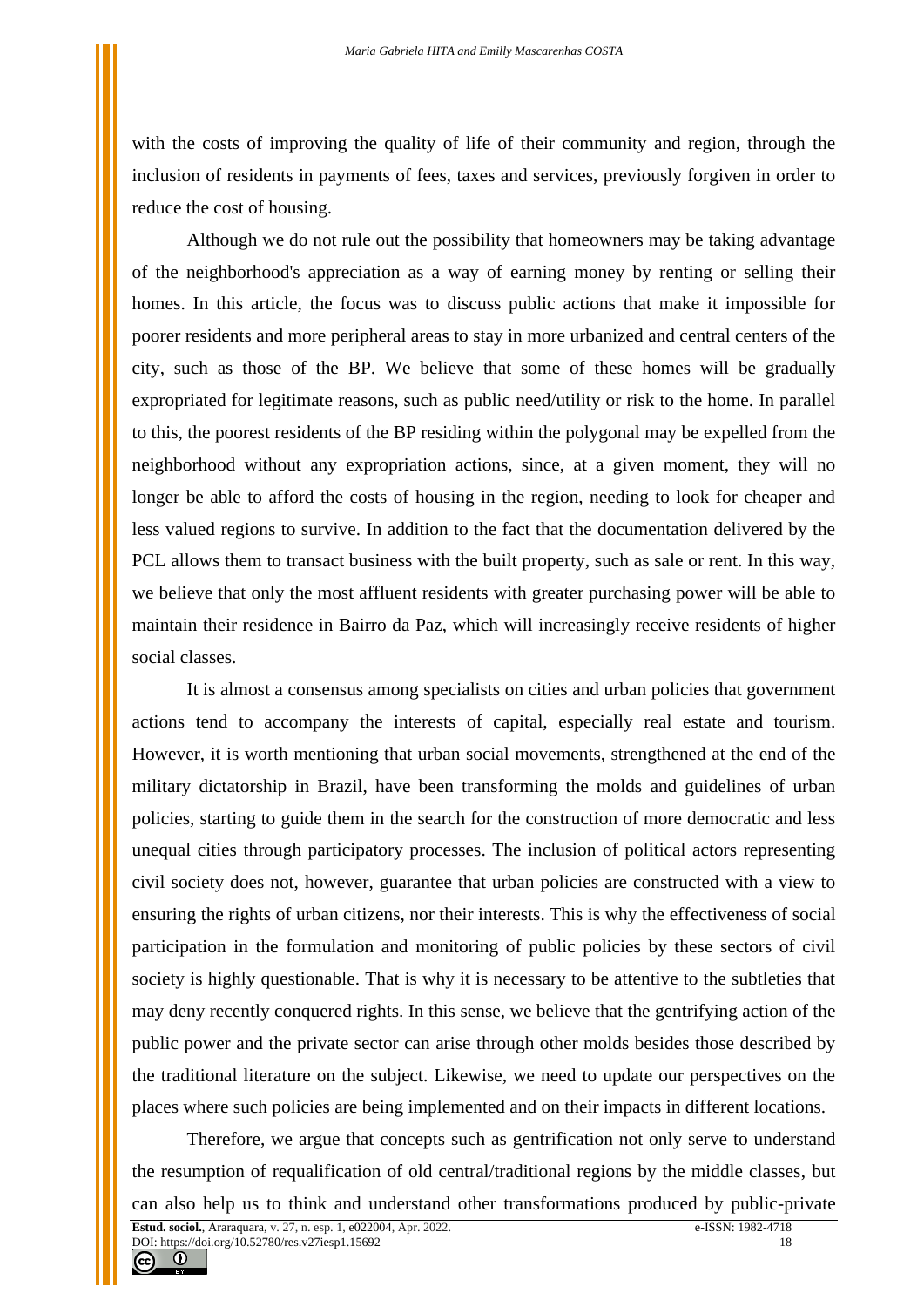with the costs of improving the quality of life of their community and region, through the inclusion of residents in payments of fees, taxes and services, previously forgiven in order to reduce the cost of housing.

Although we do not rule out the possibility that homeowners may be taking advantage of the neighborhood's appreciation as a way of earning money by renting or selling their homes. In this article, the focus was to discuss public actions that make it impossible for poorer residents and more peripheral areas to stay in more urbanized and central centers of the city, such as those of the BP. We believe that some of these homes will be gradually expropriated for legitimate reasons, such as public need/utility or risk to the home. In parallel to this, the poorest residents of the BP residing within the polygonal may be expelled from the neighborhood without any expropriation actions, since, at a given moment, they will no longer be able to afford the costs of housing in the region, needing to look for cheaper and less valued regions to survive. In addition to the fact that the documentation delivered by the PCL allows them to transact business with the built property, such as sale or rent. In this way, we believe that only the most affluent residents with greater purchasing power will be able to maintain their residence in Bairro da Paz, which will increasingly receive residents of higher social classes.

It is almost a consensus among specialists on cities and urban policies that government actions tend to accompany the interests of capital, especially real estate and tourism. However, it is worth mentioning that urban social movements, strengthened at the end of the military dictatorship in Brazil, have been transforming the molds and guidelines of urban policies, starting to guide them in the search for the construction of more democratic and less unequal cities through participatory processes. The inclusion of political actors representing civil society does not, however, guarantee that urban policies are constructed with a view to ensuring the rights of urban citizens, nor their interests. This is why the effectiveness of social participation in the formulation and monitoring of public policies by these sectors of civil society is highly questionable. That is why it is necessary to be attentive to the subtleties that may deny recently conquered rights. In this sense, we believe that the gentrifying action of the public power and the private sector can arise through other molds besides those described by the traditional literature on the subject. Likewise, we need to update our perspectives on the places where such policies are being implemented and on their impacts in different locations.

Therefore, we argue that concepts such as gentrification not only serve to understand the resumption of requalification of old central/traditional regions by the middle classes, but can also help us to think and understand other transformations produced by public-private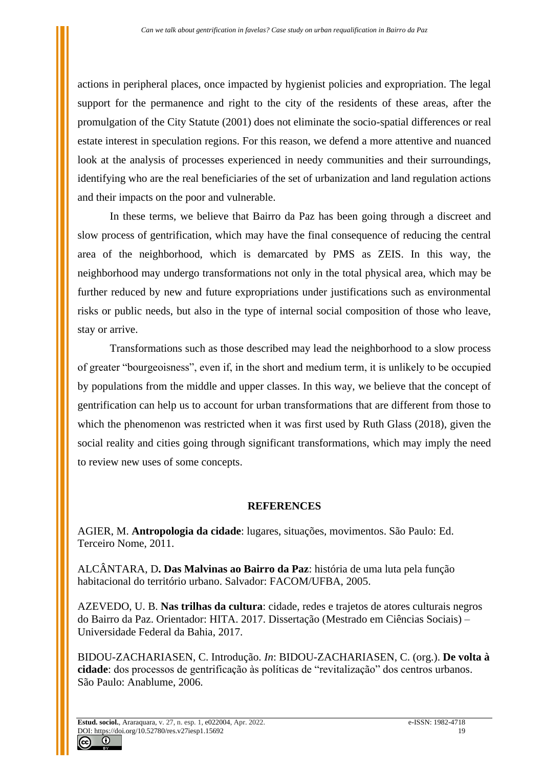actions in peripheral places, once impacted by hygienist policies and expropriation. The legal support for the permanence and right to the city of the residents of these areas, after the promulgation of the City Statute (2001) does not eliminate the socio-spatial differences or real estate interest in speculation regions. For this reason, we defend a more attentive and nuanced look at the analysis of processes experienced in needy communities and their surroundings, identifying who are the real beneficiaries of the set of urbanization and land regulation actions and their impacts on the poor and vulnerable.

In these terms, we believe that Bairro da Paz has been going through a discreet and slow process of gentrification, which may have the final consequence of reducing the central area of the neighborhood, which is demarcated by PMS as ZEIS. In this way, the neighborhood may undergo transformations not only in the total physical area, which may be further reduced by new and future expropriations under justifications such as environmental risks or public needs, but also in the type of internal social composition of those who leave, stay or arrive.

Transformations such as those described may lead the neighborhood to a slow process of greater "bourgeoisness", even if, in the short and medium term, it is unlikely to be occupied by populations from the middle and upper classes. In this way, we believe that the concept of gentrification can help us to account for urban transformations that are different from those to which the phenomenon was restricted when it was first used by Ruth Glass (2018), given the social reality and cities going through significant transformations, which may imply the need to review new uses of some concepts.

## REFERENCES

AGIER, M. **Antropologia da cidade**: lugares, situações, movimentos. São Paulo: Ed. Terceiro Nome, 2011.

ALCÂNTARA, D**. Das Malvinas ao Bairro da Paz**: história de uma luta pela função habitacional do território urbano. Salvador: FACOM/UFBA, 2005.

AZEVEDO, U. B. **Nas trilhas da cultura**: cidade, redes e trajetos de atores culturais negros do Bairro da Paz. Orientador: HITA. 2017. Dissertação (Mestrado em Ciências Sociais) – Universidade Federal da Bahia, 2017.

BIDOU-ZACHARIASEN, C. Introdução. *In*: BIDOU-ZACHARIASEN, C. (org.). **De volta à cidade**: dos processos de gentrificação às políticas de "revitalização" dos centros urbanos. São Paulo: Anablume, 2006.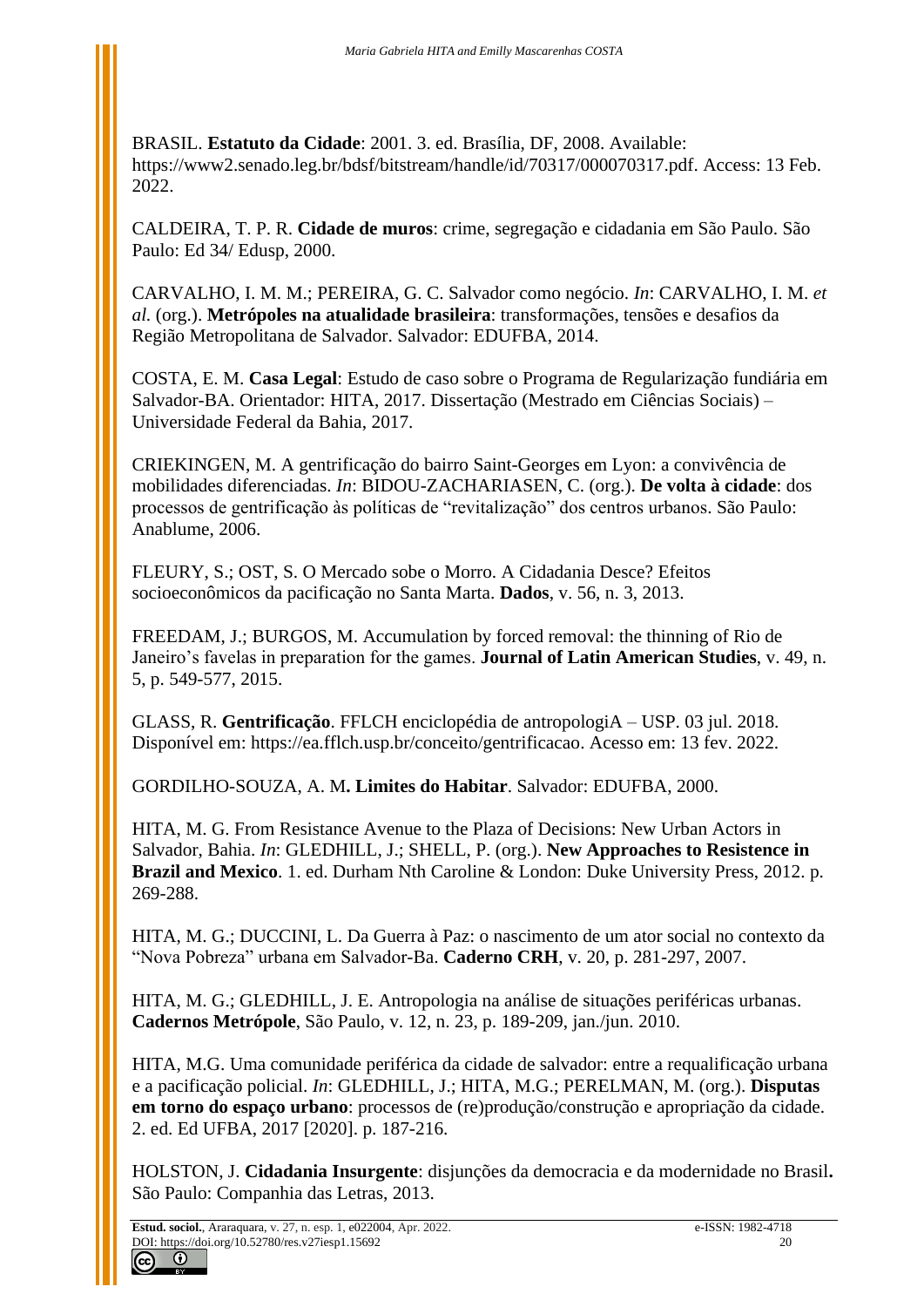BRASIL. **Estatuto da Cidade**: 2001. 3. ed. Brasília, DF, 2008. Available: https://www2.senado.leg.br/bdsf/bitstream/handle/id/70317/000070317.pdf. Access: 13 Feb. 2022.

CALDEIRA, T. P. R. **Cidade de muros**: crime, segregação e cidadania em São Paulo. São Paulo: Ed 34/ Edusp, 2000.

CARVALHO, I. M. M.; PEREIRA, G. C. Salvador como negócio. *In*: CARVALHO, I. M. *et al.* (org.). **Metrópoles na atualidade brasileira**: transformações, tensões e desafios da Região Metropolitana de Salvador. Salvador: EDUFBA, 2014.

COSTA, E. M. **Casa Legal**: Estudo de caso sobre o Programa de Regularização fundiária em Salvador-BA. Orientador: HITA, 2017. Dissertação (Mestrado em Ciências Sociais) – Universidade Federal da Bahia, 2017.

CRIEKINGEN, M. A gentrificação do bairro Saint-Georges em Lyon: a convivência de mobilidades diferenciadas. *In*: BIDOU-ZACHARIASEN, C. (org.). **De volta à cidade**: dos processos de gentrificação às políticas de "revitalização" dos centros urbanos. São Paulo: Anablume, 2006.

FLEURY, S.; OST, S. O Mercado sobe o Morro. A Cidadania Desce? Efeitos socioeconômicos da pacificação no Santa Marta. **Dados**, v. 56, n. 3, 2013.

FREEDAM, J.; BURGOS, M. Accumulation by forced removal: the thinning of Rio de Janeiro's favelas in preparation for the games. **Journal of Latin American Studies**, v. 49, n. 5, p. 549-577, 2015.

GLASS, R. **Gentrificação**. FFLCH enciclopédia de antropologiA – USP. 03 jul. 2018. Disponível em: https://ea.fflch.usp.br/conceito/gentrificacao. Acesso em: 13 fev. 2022.

GORDILHO-SOUZA, A. M**. Limites do Habitar**. Salvador: EDUFBA, 2000.

HITA, M. G. From Resistance Avenue to the Plaza of Decisions: New Urban Actors in Salvador, Bahia. *In*: GLEDHILL, J.; SHELL, P. (org.). **New Approaches to Resistence in Brazil and Mexico**. 1. ed. Durham Nth Caroline & London: Duke University Press, 2012. p. 269-288.

HITA, M. G.; DUCCINI, L. Da Guerra à Paz: o nascimento de um ator social no contexto da "Nova Pobreza" urbana em Salvador-Ba. **Caderno CRH**, v. 20, p. 281-297, 2007.

HITA, M. G.; GLEDHILL, J. E. Antropologia na análise de situações periféricas urbanas. **Cadernos Metrópole**, São Paulo, v. 12, n. 23, p. 189-209, jan./jun. 2010.

HITA, M.G. Uma comunidade periférica da cidade de salvador: entre a requalificação urbana e a pacificação policial. *In*: GLEDHILL, J.; HITA, M.G.; PERELMAN, M. (org.). **Disputas em torno do espaço urbano**: processos de (re)produção/construção e apropriação da cidade. 2. ed. Ed UFBA, 2017 [2020]. p. 187-216.

HOLSTON, J. **Cidadania Insurgente**: disjunções da democracia e da modernidade no Brasil**.** São Paulo: Companhia das Letras, 2013.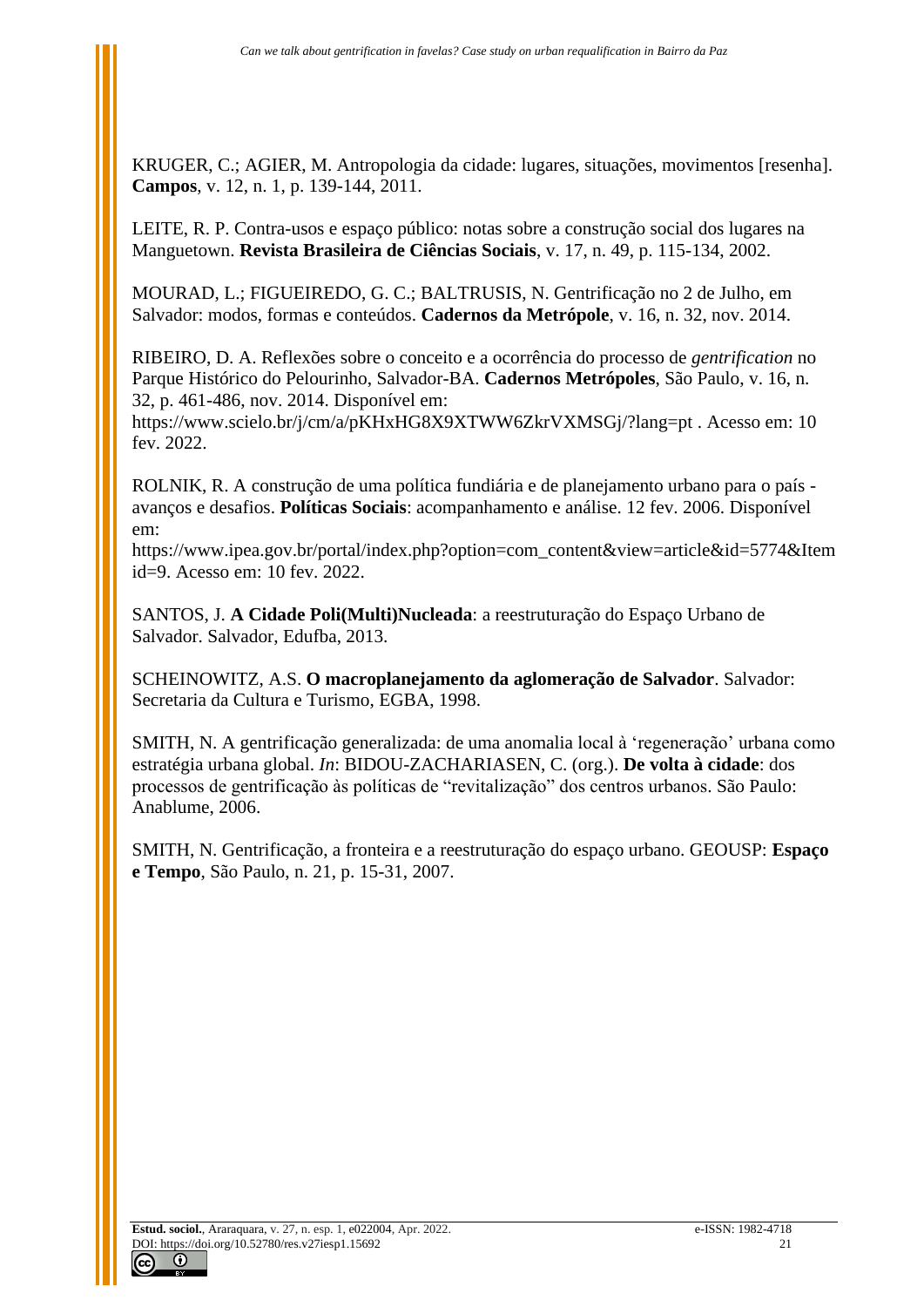KRUGER, C.; AGIER, M. Antropologia da cidade: lugares, situações, movimentos [resenha]. **Campos**, v. 12, n. 1, p. 139-144, 2011.

LEITE, R. P. Contra-usos e espaço público: notas sobre a construção social dos lugares na Manguetown. **Revista Brasileira de Ciências Sociais**, v. 17, n. 49, p. 115-134, 2002.

MOURAD, L.; FIGUEIREDO, G. C.; BALTRUSIS, N. Gentrificação no 2 de Julho, em Salvador: modos, formas e conteúdos. **Cadernos da Metrópole**, v. 16, n. 32, nov. 2014.

RIBEIRO, D. A. Reflexões sobre o conceito e a ocorrência do processo de *gentrification* no Parque Histórico do Pelourinho, Salvador-BA. **Cadernos Metrópoles**, São Paulo, v. 16, n. 32, p. 461-486, nov. 2014. Disponível em: https://www.scielo.br/j/cm/a/pKHxHG8X9XTWW6ZkrVXMSGj/?lang=pt . Acesso em: 10 fev. 2022.

ROLNIK, R. A construção de uma política fundiária e de planejamento urbano para o país - avanços e desafios. **Políticas Sociais**: acompanhamento e análise. 12 fev. 2006. Disponível em: https://www.ipea.gov.br/portal/index.php?option=com_content&view=article&id=5774&Itemid=9. Acesso em: 10 fev. 2022.

SANTOS, J. **A Cidade Poli(Multi)Nucleada**: a reestruturação do Espaço Urbano de Salvador. Salvador, Edufba, 2013.

SCHEINOWITZ, A.S. **O macroplanejamento da aglomeração de Salvador**. Salvador: Secretaria da Cultura e Turismo, EGBA, 1998.

SMITH, N. A gentrificação generalizada: de uma anomalia local à 'regeneração' urbana como estratégia urbana global. *In*: BIDOU-ZACHARIASEN, C. (org.). **De volta à cidade**: dos processos de gentrificação às políticas de "revitalização" dos centros urbanos. São Paulo: Anablume, 2006.

SMITH, N. Gentrificação, a fronteira e a reestruturação do espaço urbano. GEOUSP: **Espaço e Tempo**, São Paulo, n. 21, p. 15-31, 2007.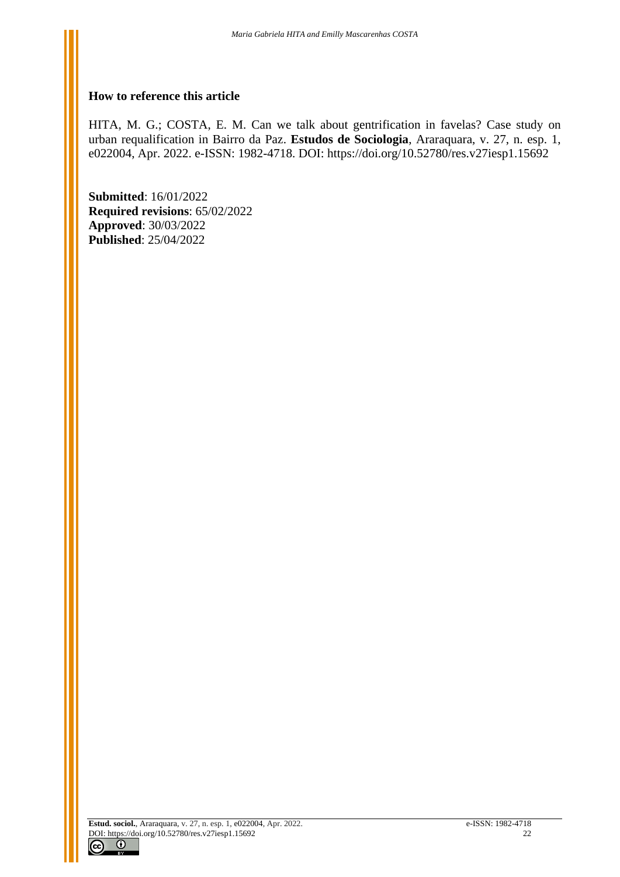### How to reference this article

HITA, M. G.; COSTA, E. M. Can we talk about gentrification in favelas? Case study on urban requalification in Bairro da Paz. **Estudos de Sociologia**, Araraquara, v. 27, n. esp. 1, e022004, Apr. 2022. e-ISSN: 1982-4718. DOI: https://doi.org/10.52780/res.v27iesp1.15692

**Submitted**: 16/01/2022
**Required revisions**: 65/02/2022
**Approved**: 30/03/2022
**Published**: 25/04/2022